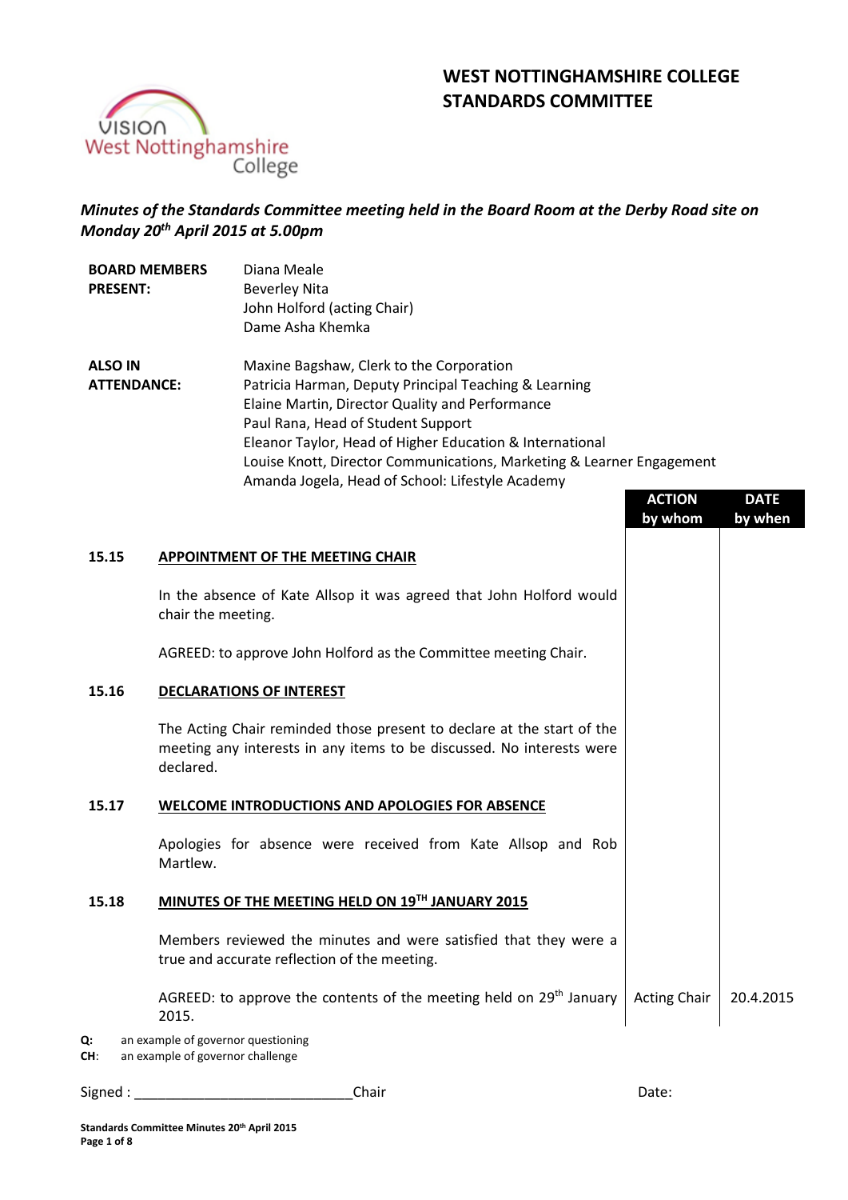# WEST NOTTINGHAMSHIRE COLLEGE STANDARDS COMMITTEE

***Minutes of the Standards Committee meeting held in the Board Room at the Derby Road site on Monday 20th April 2015 at 5.00pm***

| | |
|---|---|
| **BOARD MEMBERS PRESENT:** | Diana Meale<br>Beverley Nita<br>John Holford (acting Chair)<br>Dame Asha Khemka |
| **ALSO IN ATTENDANCE:** | Maxine Bagshaw, Clerk to the Corporation<br>Patricia Harman, Deputy Principal Teaching & Learning<br>Elaine Martin, Director Quality and Performance<br>Paul Rana, Head of Student Support<br>Eleanor Taylor, Head of Higher Education & International<br>Louise Knott, Director Communications, Marketing & Learner Engagement<br>Amanda Jogela, Head of School: Lifestyle Academy |

| | | ACTION by whom | DATE by when |
|---|---|---|---|
| **15.15** | **APPOINTMENT OF THE MEETING CHAIR** | | |
| | In the absence of Kate Allsop it was agreed that John Holford would chair the meeting. | | |
| | AGREED: to approve John Holford as the Committee meeting Chair. | | |
| **15.16** | **DECLARATIONS OF INTEREST** | | |
| | The Acting Chair reminded those present to declare at the start of the meeting any interests in any items to be discussed. No interests were declared. | | |
| **15.17** | **WELCOME INTRODUCTIONS AND APOLOGIES FOR ABSENCE** | | |
| | Apologies for absence were received from Kate Allsop and Rob Martlew. | | |
| **15.18** | **MINUTES OF THE MEETING HELD ON 19TH JANUARY 2015** | | |
| | Members reviewed the minutes and were satisfied that they were a true and accurate reflection of the meeting. | | |
| | AGREED: to approve the contents of the meeting held on 29th January 2015. | Acting Chair | 20.4.2015 |

**Q:** an example of governor questioning
**CH:** an example of governor challenge

Signed : ____________________________Chair Date: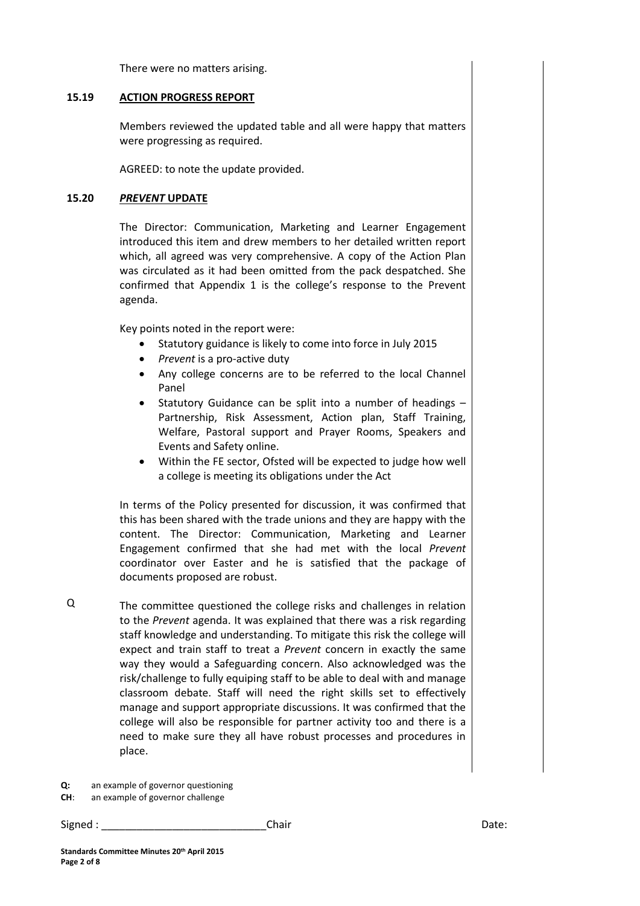There were no matters arising.

## 15.19 ACTION PROGRESS REPORT

Members reviewed the updated table and all were happy that matters were progressing as required.

AGREED: to note the update provided.

## 15.20 *PREVENT* UPDATE

The Director: Communication, Marketing and Learner Engagement introduced this item and drew members to her detailed written report which, all agreed was very comprehensive. A copy of the Action Plan was circulated as it had been omitted from the pack despatched. She confirmed that Appendix 1 is the college's response to the Prevent agenda.

Key points noted in the report were:

- Statutory guidance is likely to come into force in July 2015
- *Prevent* is a pro-active duty
- Any college concerns are to be referred to the local Channel Panel
- Statutory Guidance can be split into a number of headings – Partnership, Risk Assessment, Action plan, Staff Training, Welfare, Pastoral support and Prayer Rooms, Speakers and Events and Safety online.
- Within the FE sector, Ofsted will be expected to judge how well a college is meeting its obligations under the Act

In terms of the Policy presented for discussion, it was confirmed that this has been shared with the trade unions and they are happy with the content. The Director: Communication, Marketing and Learner Engagement confirmed that she had met with the local *Prevent* coordinator over Easter and he is satisfied that the package of documents proposed are robust.

Q

The committee questioned the college risks and challenges in relation to the *Prevent* agenda. It was explained that there was a risk regarding staff knowledge and understanding. To mitigate this risk the college will expect and train staff to treat a *Prevent* concern in exactly the same way they would a Safeguarding concern. Also acknowledged was the risk/challenge to fully equiping staff to be able to deal with and manage classroom debate. Staff will need the right skills set to effectively manage and support appropriate discussions. It was confirmed that the college will also be responsible for partner activity too and there is a need to make sure they all have robust processes and procedures in place.

**Q:** an example of governor questioning
**CH**: an example of governor challenge

Signed : ____________________________Chair Date:

**Standards Committee Minutes 20th April 2015**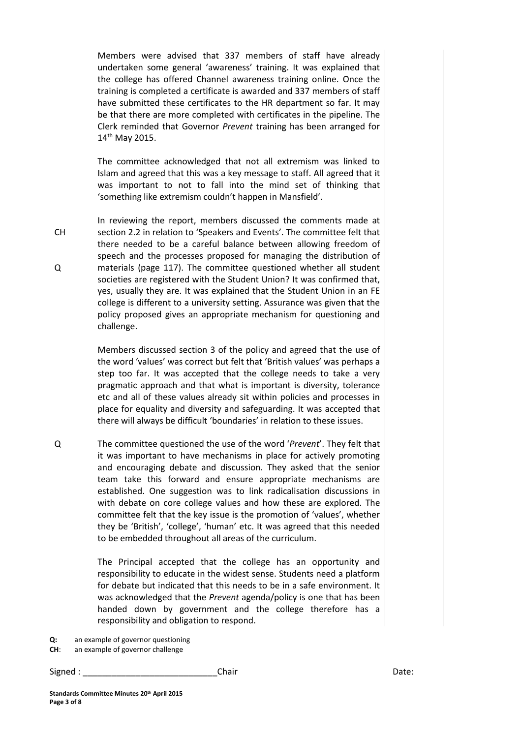Members were advised that 337 members of staff have already undertaken some general 'awareness' training. It was explained that the college has offered Channel awareness training online. Once the training is completed a certificate is awarded and 337 members of staff have submitted these certificates to the HR department so far. It may be that there are more completed with certificates in the pipeline. The Clerk reminded that Governor *Prevent* training has been arranged for 14th May 2015.

The committee acknowledged that not all extremism was linked to Islam and agreed that this was a key message to staff. All agreed that it was important to not to fall into the mind set of thinking that 'something like extremism couldn't happen in Mansfield'.

CH — In reviewing the report, members discussed the comments made at section 2.2 in relation to 'Speakers and Events'. The committee felt that there needed to be a careful balance between allowing freedom of speech and the processes proposed for managing the distribution of

Q — materials (page 117). The committee questioned whether all student societies are registered with the Student Union? It was confirmed that, yes, usually they are. It was explained that the Student Union in an FE college is different to a university setting. Assurance was given that the policy proposed gives an appropriate mechanism for questioning and challenge.

Members discussed section 3 of the policy and agreed that the use of the word 'values' was correct but felt that 'British values' was perhaps a step too far. It was accepted that the college needs to take a very pragmatic approach and that what is important is diversity, tolerance etc and all of these values already sit within policies and processes in place for equality and diversity and safeguarding. It was accepted that there will always be difficult 'boundaries' in relation to these issues.

Q — The committee questioned the use of the word '*Prevent*'. They felt that it was important to have mechanisms in place for actively promoting and encouraging debate and discussion. They asked that the senior team take this forward and ensure appropriate mechanisms are established. One suggestion was to link radicalisation discussions in with debate on core college values and how these are explored. The committee felt that the key issue is the promotion of 'values', whether they be 'British', 'college', 'human' etc. It was agreed that this needed to be embedded throughout all areas of the curriculum.

The Principal accepted that the college has an opportunity and responsibility to educate in the widest sense. Students need a platform for debate but indicated that this needs to be in a safe environment. It was acknowledged that the *Prevent* agenda/policy is one that has been handed down by government and the college therefore has a responsibility and obligation to respond.

**Q:** an example of governor questioning
**CH**: an example of governor challenge

Signed : ____________________________Chair Date: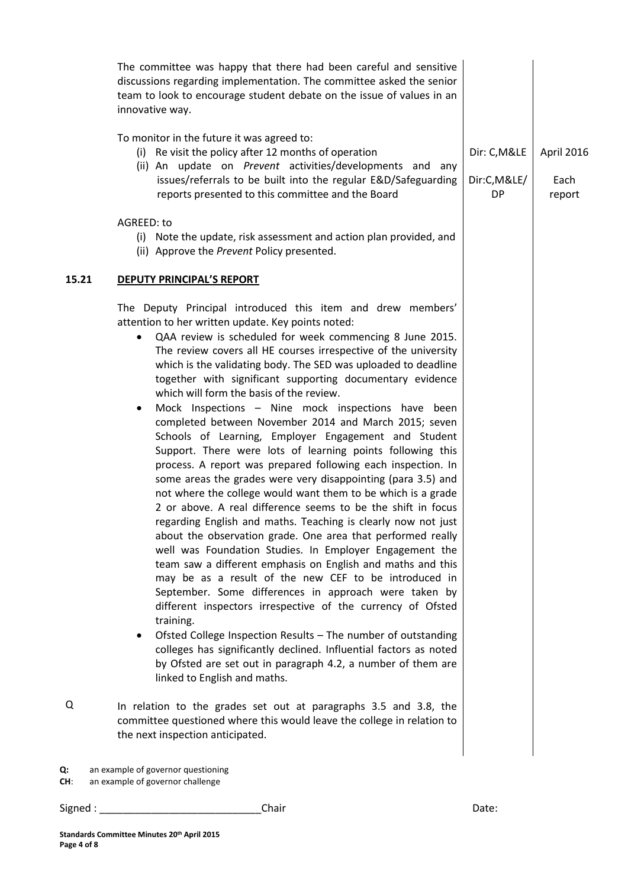The committee was happy that there had been careful and sensitive discussions regarding implementation. The committee asked the senior team to look to encourage student debate on the issue of values in an innovative way.

To monitor in the future it was agreed to:

| | Action | Responsible | Date |
|---|---|---|---|
| (i) | Re visit the policy after 12 months of operation | Dir: C,M&LE | April 2016 |
| (ii) | An update on *Prevent* activities/developments and any issues/referrals to be built into the regular E&D/Safeguarding reports presented to this committee and the Board | Dir:C,M&LE/ DP | Each report |

AGREED: to

(i) Note the update, risk assessment and action plan provided, and
(ii) Approve the *Prevent* Policy presented.

## 15.21 DEPUTY PRINCIPAL'S REPORT

The Deputy Principal introduced this item and drew members' attention to her written update. Key points noted:

- QAA review is scheduled for week commencing 8 June 2015. The review covers all HE courses irrespective of the university which is the validating body. The SED was uploaded to deadline together with significant supporting documentary evidence which will form the basis of the review.
- Mock Inspections – Nine mock inspections have been completed between November 2014 and March 2015; seven Schools of Learning, Employer Engagement and Student Support. There were lots of learning points following this process. A report was prepared following each inspection. In some areas the grades were very disappointing (para 3.5) and not where the college would want them to be which is a grade 2 or above. A real difference seems to be the shift in focus regarding English and maths. Teaching is clearly now not just about the observation grade. One area that performed really well was Foundation Studies. In Employer Engagement the team saw a different emphasis on English and maths and this may be as a result of the new CEF to be introduced in September. Some differences in approach were taken by different inspectors irrespective of the currency of Ofsted training.
- Ofsted College Inspection Results – The number of outstanding colleges has significantly declined. Influential factors as noted by Ofsted are set out in paragraph 4.2, a number of them are linked to English and maths.

Q In relation to the grades set out at paragraphs 3.5 and 3.8, the committee questioned where this would leave the college in relation to the next inspection anticipated.

**Q:** an example of governor questioning
**CH**: an example of governor challenge

Signed : ____________________________Chair Date: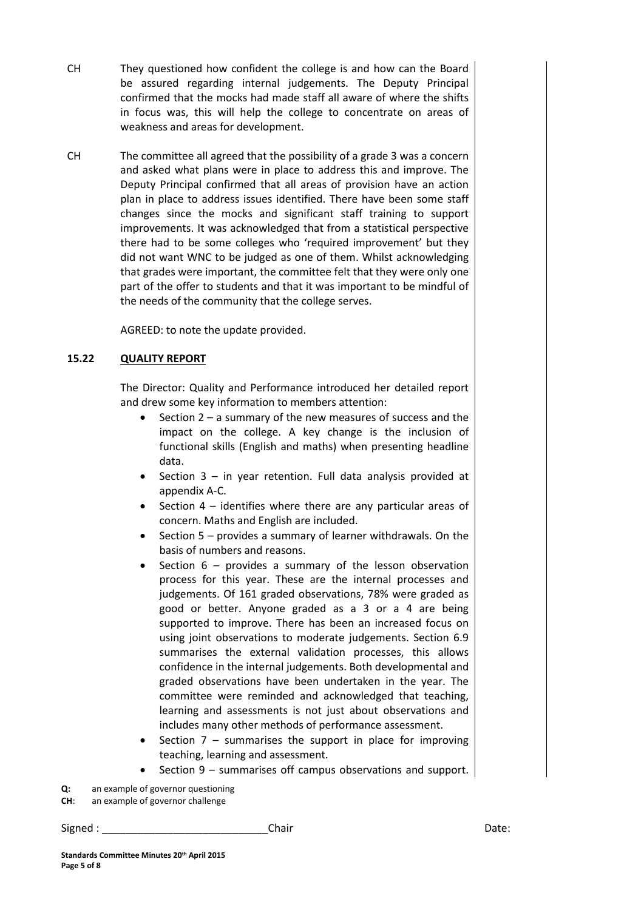CH They questioned how confident the college is and how can the Board be assured regarding internal judgements. The Deputy Principal confirmed that the mocks had made staff all aware of where the shifts in focus was, this will help the college to concentrate on areas of weakness and areas for development.

CH The committee all agreed that the possibility of a grade 3 was a concern and asked what plans were in place to address this and improve. The Deputy Principal confirmed that all areas of provision have an action plan in place to address issues identified. There have been some staff changes since the mocks and significant staff training to support improvements. It was acknowledged that from a statistical perspective there had to be some colleges who 'required improvement' but they did not want WNC to be judged as one of them. Whilst acknowledging that grades were important, the committee felt that they were only one part of the offer to students and that it was important to be mindful of the needs of the community that the college serves.

AGREED: to note the update provided.

**15.22 QUALITY REPORT**

The Director: Quality and Performance introduced her detailed report and drew some key information to members attention:

- Section 2 – a summary of the new measures of success and the impact on the college. A key change is the inclusion of functional skills (English and maths) when presenting headline data.
- Section 3 – in year retention. Full data analysis provided at appendix A-C.
- Section 4 – identifies where there are any particular areas of concern. Maths and English are included.
- Section 5 – provides a summary of learner withdrawals. On the basis of numbers and reasons.
- Section 6 – provides a summary of the lesson observation process for this year. These are the internal processes and judgements. Of 161 graded observations, 78% were graded as good or better. Anyone graded as a 3 or a 4 are being supported to improve. There has been an increased focus on using joint observations to moderate judgements. Section 6.9 summarises the external validation processes, this allows confidence in the internal judgements. Both developmental and graded observations have been undertaken in the year. The committee were reminded and acknowledged that teaching, learning and assessments is not just about observations and includes many other methods of performance assessment.
- Section 7 – summarises the support in place for improving teaching, learning and assessment.
- Section 9 – summarises off campus observations and support.

**Q:** an example of governor questioning
**CH**: an example of governor challenge

Signed : ____________________________Chair Date: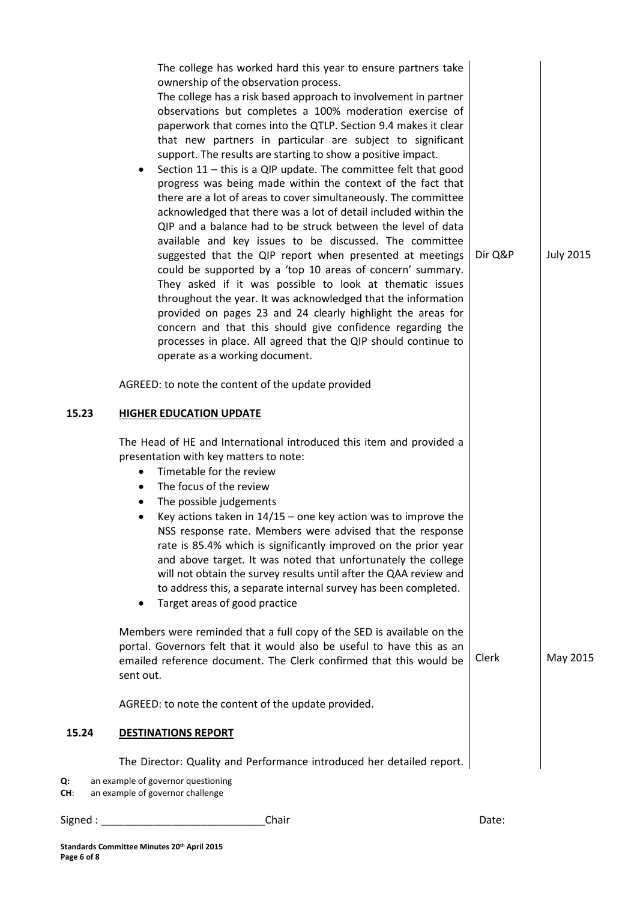| | | | |
|---|---|---|---|
| | The college has worked hard this year to ensure partners take ownership of the observation process. The college has a risk based approach to involvement in partner observations but completes a 100% moderation exercise of paperwork that comes into the QTLP. Section 9.4 makes it clear that new partners in particular are subject to significant support. The results are starting to show a positive impact.<br>• Section 11 – this is a QIP update. The committee felt that good progress was being made within the context of the fact that there are a lot of areas to cover simultaneously. The committee acknowledged that there was a lot of detail included within the QIP and a balance had to be struck between the level of data available and key issues to be discussed. The committee suggested that the QIP report when presented at meetings could be supported by a 'top 10 areas of concern' summary. They asked if it was possible to look at thematic issues throughout the year. It was acknowledged that the information provided on pages 23 and 24 clearly highlight the areas for concern and that this should give confidence regarding the processes in place. All agreed that the QIP should continue to operate as a working document. | Dir Q&P | July 2015 |
| | AGREED: to note the content of the update provided | | |
| **15.23** | **HIGHER EDUCATION UPDATE** | | |
| | The Head of HE and International introduced this item and provided a presentation with key matters to note:<br>• Timetable for the review<br>• The focus of the review<br>• The possible judgements<br>• Key actions taken in 14/15 – one key action was to improve the NSS response rate. Members were advised that the response rate is 85.4% which is significantly improved on the prior year and above target. It was noted that unfortunately the college will not obtain the survey results until after the QAA review and to address this, a separate internal survey has been completed.<br>• Target areas of good practice | | |
| | Members were reminded that a full copy of the SED is available on the portal. Governors felt that it would also be useful to have this as an emailed reference document. The Clerk confirmed that this would be sent out. | Clerk | May 2015 |
| | AGREED: to note the content of the update provided. | | |
| **15.24** | **DESTINATIONS REPORT** | | |
| | The Director: Quality and Performance introduced her detailed report. | | |

**Q:** an example of governor questioning
**CH**: an example of governor challenge

Signed : ____________________________Chair Date:

**Standards Committee Minutes 20th April 2015**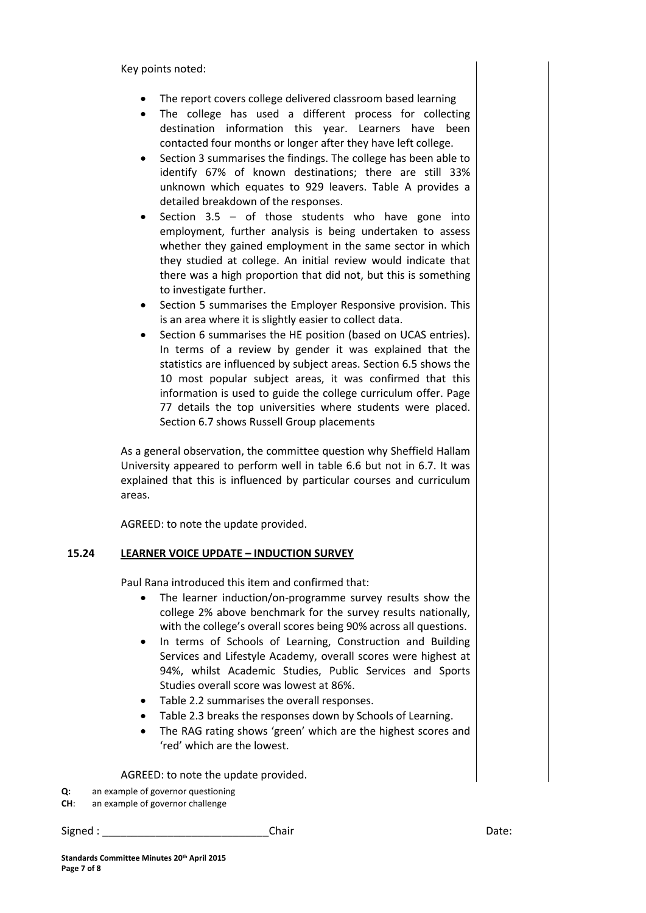Key points noted:

- The report covers college delivered classroom based learning
- The college has used a different process for collecting destination information this year. Learners have been contacted four months or longer after they have left college.
- Section 3 summarises the findings. The college has been able to identify 67% of known destinations; there are still 33% unknown which equates to 929 leavers. Table A provides a detailed breakdown of the responses.
- Section 3.5 – of those students who have gone into employment, further analysis is being undertaken to assess whether they gained employment in the same sector in which they studied at college. An initial review would indicate that there was a high proportion that did not, but this is something to investigate further.
- Section 5 summarises the Employer Responsive provision. This is an area where it is slightly easier to collect data.
- Section 6 summarises the HE position (based on UCAS entries). In terms of a review by gender it was explained that the statistics are influenced by subject areas. Section 6.5 shows the 10 most popular subject areas, it was confirmed that this information is used to guide the college curriculum offer. Page 77 details the top universities where students were placed. Section 6.7 shows Russell Group placements

As a general observation, the committee question why Sheffield Hallam University appeared to perform well in table 6.6 but not in 6.7. It was explained that this is influenced by particular courses and curriculum areas.

AGREED: to note the update provided.

## 15.24 LEARNER VOICE UPDATE – INDUCTION SURVEY

Paul Rana introduced this item and confirmed that:

- The learner induction/on-programme survey results show the college 2% above benchmark for the survey results nationally, with the college's overall scores being 90% across all questions.
- In terms of Schools of Learning, Construction and Building Services and Lifestyle Academy, overall scores were highest at 94%, whilst Academic Studies, Public Services and Sports Studies overall score was lowest at 86%.
- Table 2.2 summarises the overall responses.
- Table 2.3 breaks the responses down by Schools of Learning.
- The RAG rating shows 'green' which are the highest scores and 'red' which are the lowest.

AGREED: to note the update provided.

**Q:** an example of governor questioning
**CH**: an example of governor challenge

Signed : ____________________________Chair Date: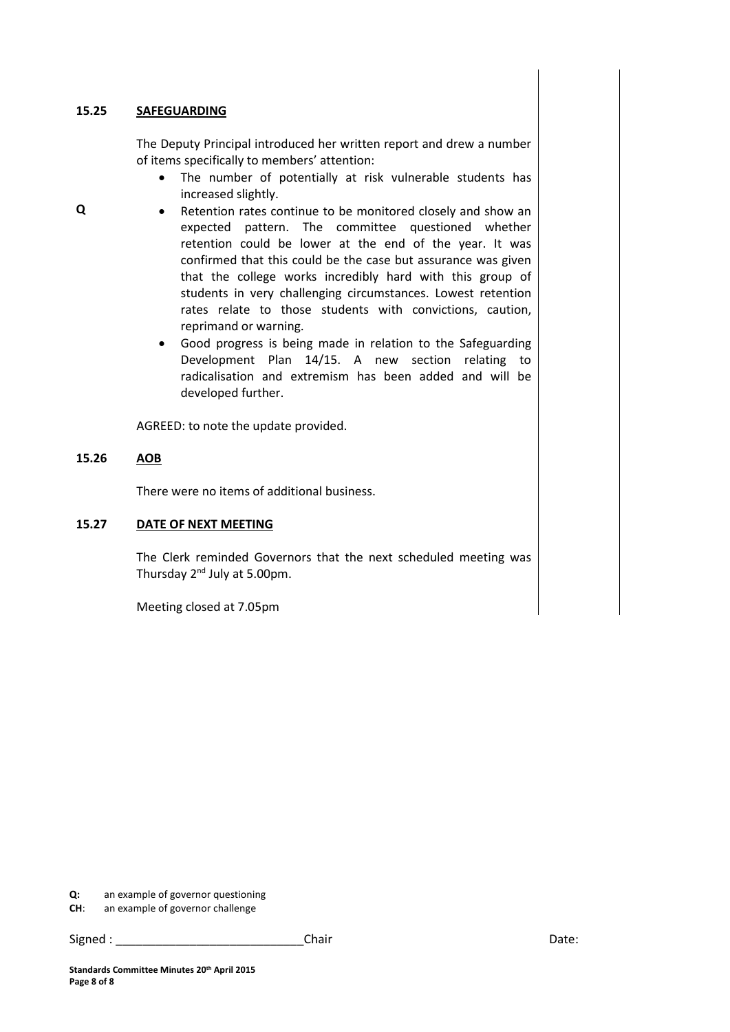## 15.25 SAFEGUARDING

The Deputy Principal introduced her written report and drew a number of items specifically to members' attention:

- The number of potentially at risk vulnerable students has increased slightly.
- **Q** Retention rates continue to be monitored closely and show an expected pattern. The committee questioned whether retention could be lower at the end of the year. It was confirmed that this could be the case but assurance was given that the college works incredibly hard with this group of students in very challenging circumstances. Lowest retention rates relate to those students with convictions, caution, reprimand or warning.
- Good progress is being made in relation to the Safeguarding Development Plan 14/15. A new section relating to radicalisation and extremism has been added and will be developed further.

AGREED: to note the update provided.

## 15.26 AOB

There were no items of additional business.

## 15.27 DATE OF NEXT MEETING

The Clerk reminded Governors that the next scheduled meeting was Thursday 2nd July at 5.00pm.

Meeting closed at 7.05pm

**Q:** an example of governor questioning
**CH**: an example of governor challenge

Signed : ____________________________Chair Date: